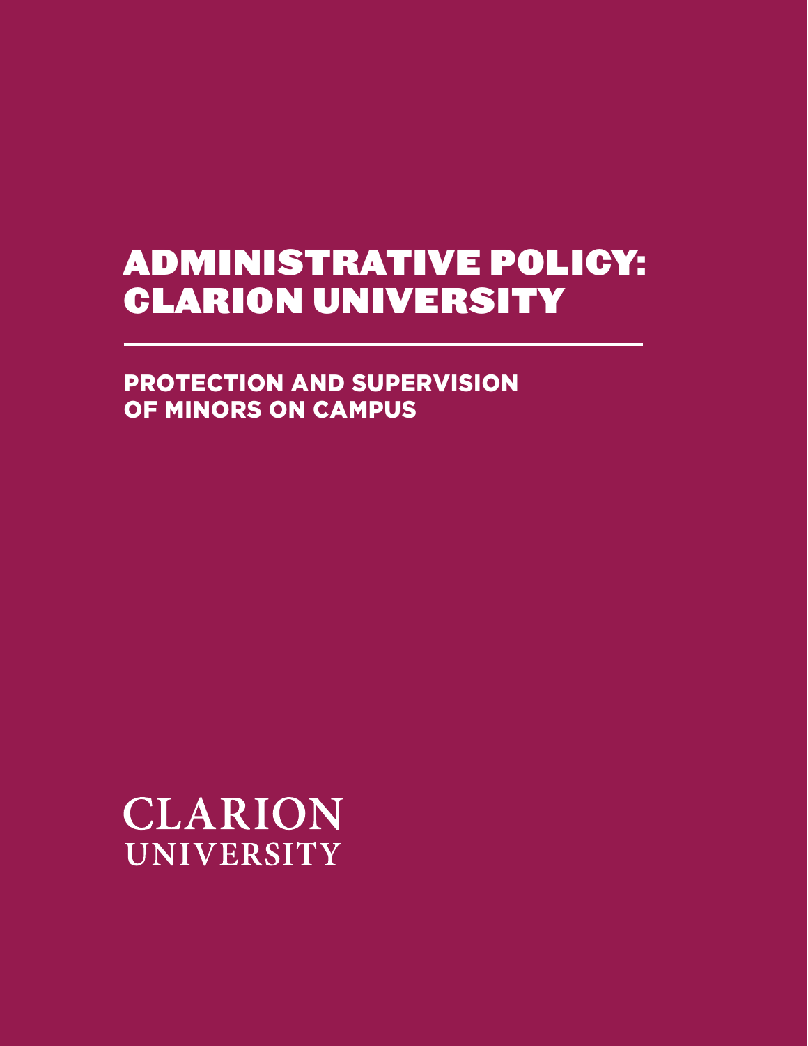# ADMINISTRATIVE POLICY: CLARION UNIVERSITY

## PROTECTION AND SUPERVISION OF MINORS ON CAMPUS

CLARION
UNIVERSITY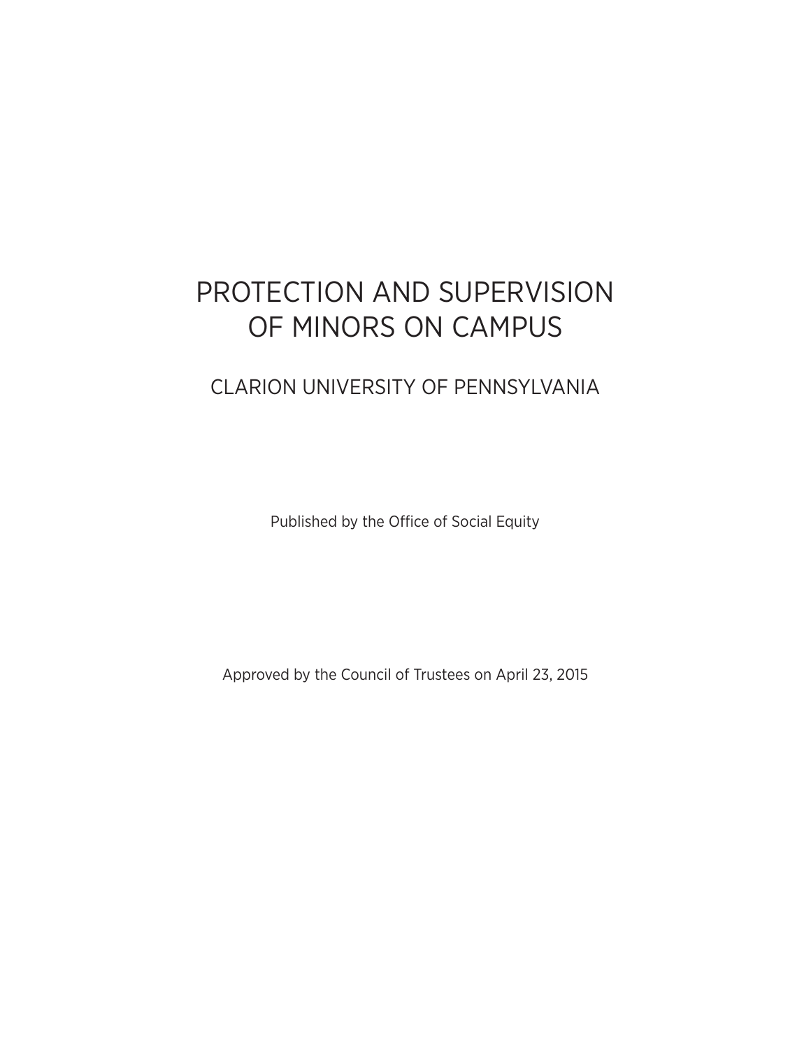# PROTECTION AND SUPERVISION OF MINORS ON CAMPUS

## CLARION UNIVERSITY OF PENNSYLVANIA

Published by the Office of Social Equity

Approved by the Council of Trustees on April 23, 2015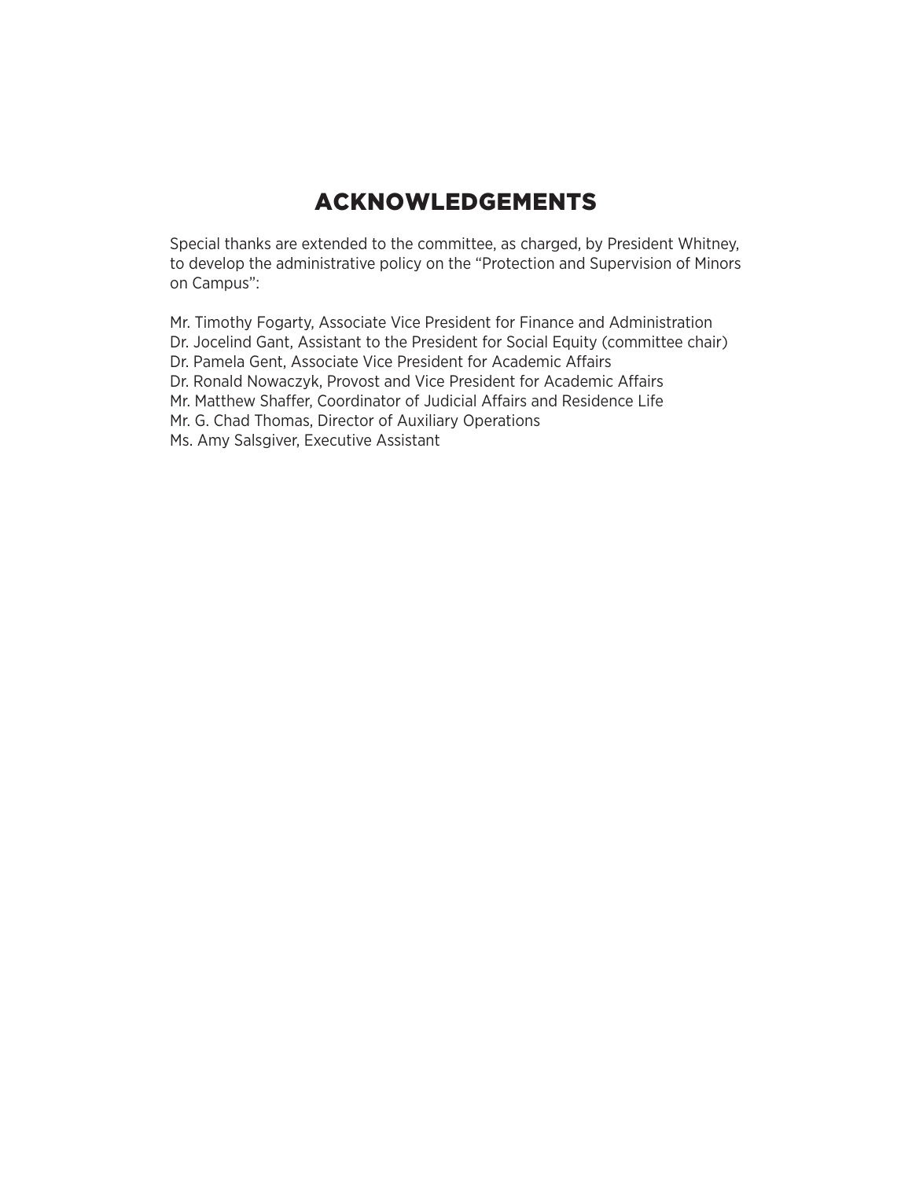# ACKNOWLEDGEMENTS

Special thanks are extended to the committee, as charged, by President Whitney, to develop the administrative policy on the "Protection and Supervision of Minors on Campus":

Mr. Timothy Fogarty, Associate Vice President for Finance and Administration
Dr. Jocelind Gant, Assistant to the President for Social Equity (committee chair)
Dr. Pamela Gent, Associate Vice President for Academic Affairs
Dr. Ronald Nowaczyk, Provost and Vice President for Academic Affairs
Mr. Matthew Shaffer, Coordinator of Judicial Affairs and Residence Life
Mr. G. Chad Thomas, Director of Auxiliary Operations
Ms. Amy Salsgiver, Executive Assistant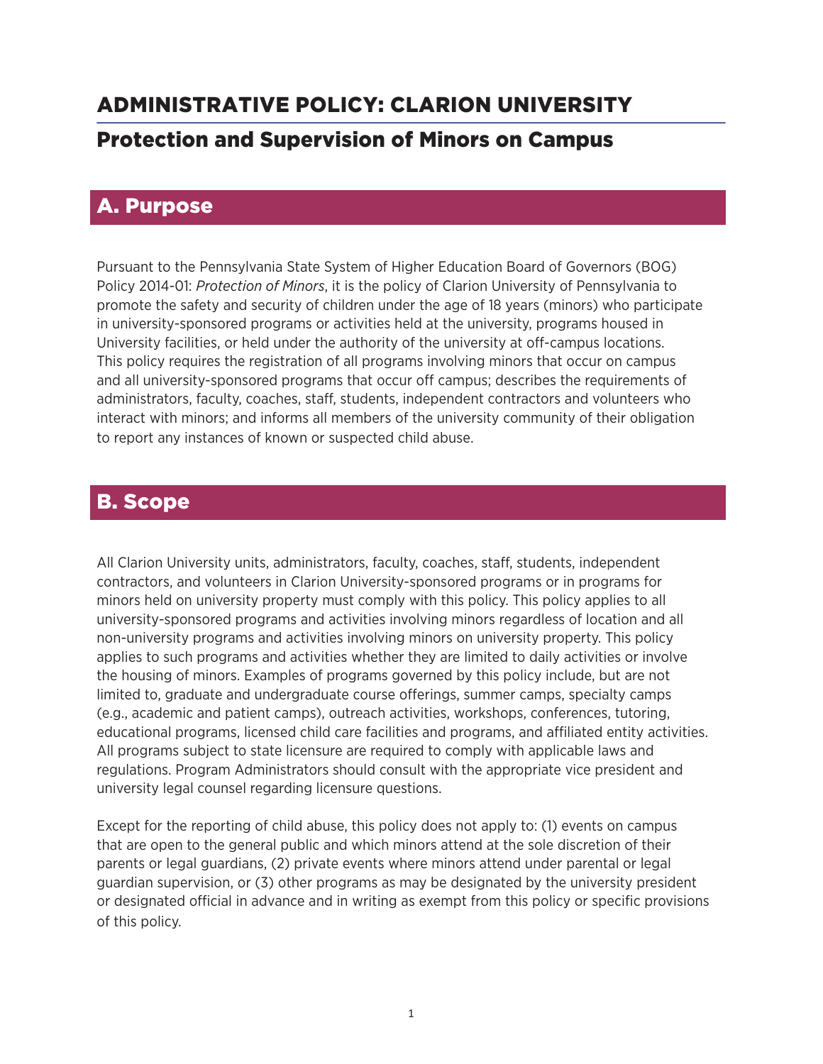# ADMINISTRATIVE POLICY: CLARION UNIVERSITY

## Protection and Supervision of Minors on Campus

## A. Purpose

Pursuant to the Pennsylvania State System of Higher Education Board of Governors (BOG) Policy 2014-01: *Protection of Minors*, it is the policy of Clarion University of Pennsylvania to promote the safety and security of children under the age of 18 years (minors) who participate in university-sponsored programs or activities held at the university, programs housed in University facilities, or held under the authority of the university at off-campus locations. This policy requires the registration of all programs involving minors that occur on campus and all university-sponsored programs that occur off campus; describes the requirements of administrators, faculty, coaches, staff, students, independent contractors and volunteers who interact with minors; and informs all members of the university community of their obligation to report any instances of known or suspected child abuse.

## B. Scope

All Clarion University units, administrators, faculty, coaches, staff, students, independent contractors, and volunteers in Clarion University-sponsored programs or in programs for minors held on university property must comply with this policy. This policy applies to all university-sponsored programs and activities involving minors regardless of location and all non-university programs and activities involving minors on university property. This policy applies to such programs and activities whether they are limited to daily activities or involve the housing of minors. Examples of programs governed by this policy include, but are not limited to, graduate and undergraduate course offerings, summer camps, specialty camps (e.g., academic and patient camps), outreach activities, workshops, conferences, tutoring, educational programs, licensed child care facilities and programs, and affiliated entity activities. All programs subject to state licensure are required to comply with applicable laws and regulations. Program Administrators should consult with the appropriate vice president and university legal counsel regarding licensure questions.

Except for the reporting of child abuse, this policy does not apply to: (1) events on campus that are open to the general public and which minors attend at the sole discretion of their parents or legal guardians, (2) private events where minors attend under parental or legal guardian supervision, or (3) other programs as may be designated by the university president or designated official in advance and in writing as exempt from this policy or specific provisions of this policy.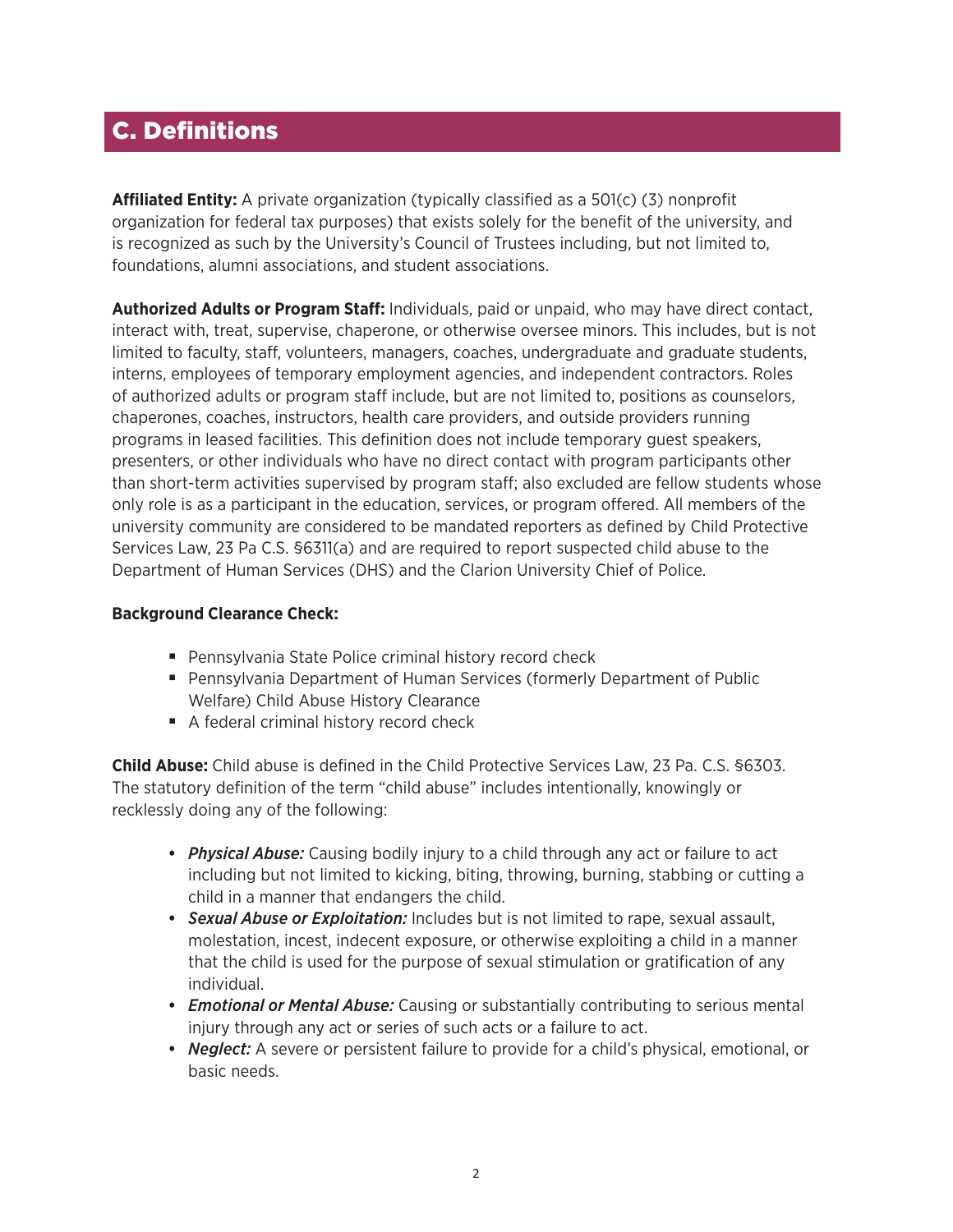## C. Definitions

**Affiliated Entity:** A private organization (typically classified as a 501(c) (3) nonprofit organization for federal tax purposes) that exists solely for the benefit of the university, and is recognized as such by the University's Council of Trustees including, but not limited to, foundations, alumni associations, and student associations.

**Authorized Adults or Program Staff:** Individuals, paid or unpaid, who may have direct contact, interact with, treat, supervise, chaperone, or otherwise oversee minors. This includes, but is not limited to faculty, staff, volunteers, managers, coaches, undergraduate and graduate students, interns, employees of temporary employment agencies, and independent contractors. Roles of authorized adults or program staff include, but are not limited to, positions as counselors, chaperones, coaches, instructors, health care providers, and outside providers running programs in leased facilities. This definition does not include temporary guest speakers, presenters, or other individuals who have no direct contact with program participants other than short-term activities supervised by program staff; also excluded are fellow students whose only role is as a participant in the education, services, or program offered. All members of the university community are considered to be mandated reporters as defined by Child Protective Services Law, 23 Pa C.S. §6311(a) and are required to report suspected child abuse to the Department of Human Services (DHS) and the Clarion University Chief of Police.

**Background Clearance Check:**

- Pennsylvania State Police criminal history record check
- Pennsylvania Department of Human Services (formerly Department of Public Welfare) Child Abuse History Clearance
- A federal criminal history record check

**Child Abuse:** Child abuse is defined in the Child Protective Services Law, 23 Pa. C.S. §6303. The statutory definition of the term "child abuse" includes intentionally, knowingly or recklessly doing any of the following:

- ***Physical Abuse:*** Causing bodily injury to a child through any act or failure to act including but not limited to kicking, biting, throwing, burning, stabbing or cutting a child in a manner that endangers the child.
- ***Sexual Abuse or Exploitation:*** Includes but is not limited to rape, sexual assault, molestation, incest, indecent exposure, or otherwise exploiting a child in a manner that the child is used for the purpose of sexual stimulation or gratification of any individual.
- ***Emotional or Mental Abuse:*** Causing or substantially contributing to serious mental injury through any act or series of such acts or a failure to act.
- ***Neglect:*** A severe or persistent failure to provide for a child's physical, emotional, or basic needs.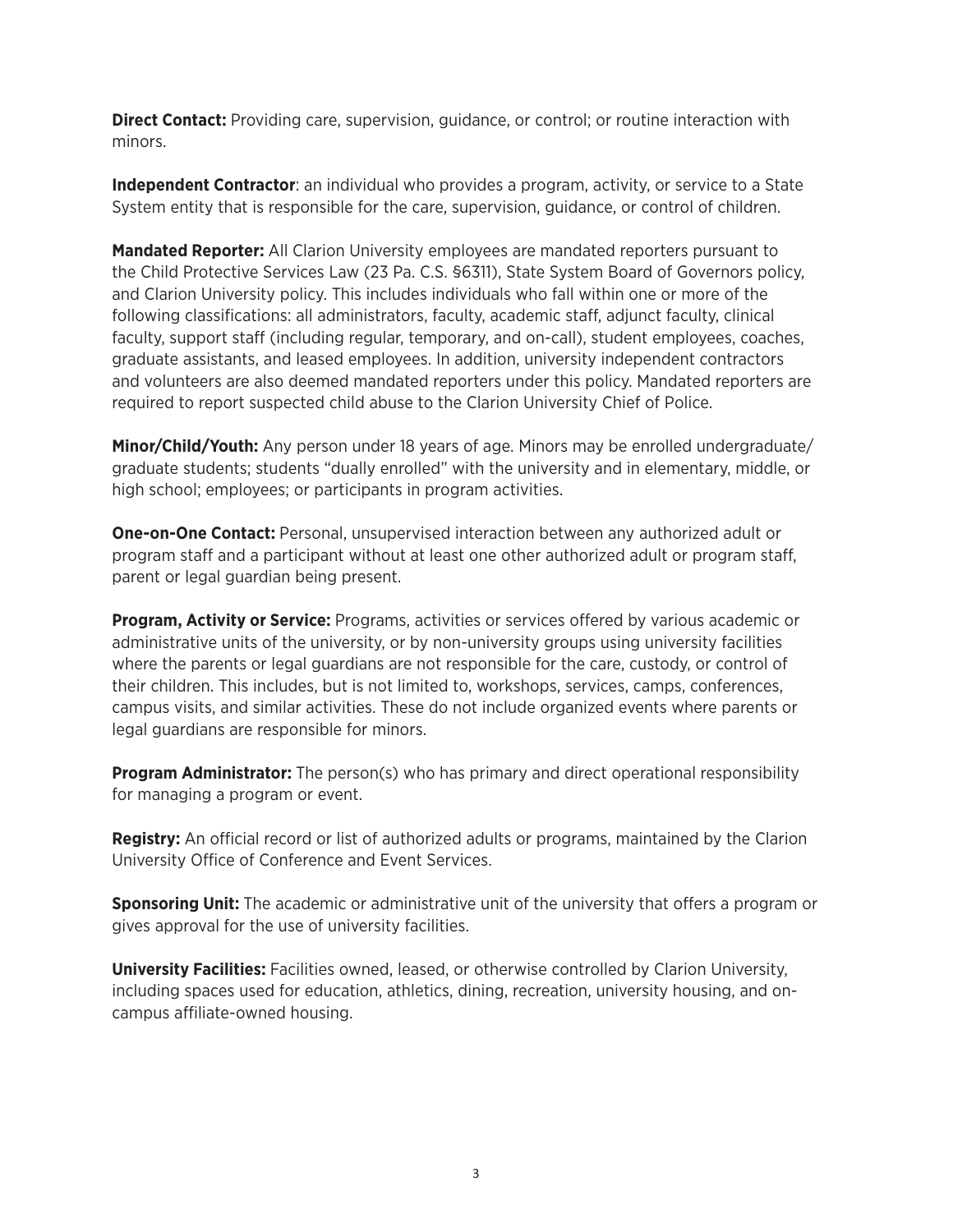**Direct Contact:** Providing care, supervision, guidance, or control; or routine interaction with minors.

**Independent Contractor**: an individual who provides a program, activity, or service to a State System entity that is responsible for the care, supervision, guidance, or control of children.

**Mandated Reporter:** All Clarion University employees are mandated reporters pursuant to the Child Protective Services Law (23 Pa. C.S. §6311), State System Board of Governors policy, and Clarion University policy. This includes individuals who fall within one or more of the following classifications: all administrators, faculty, academic staff, adjunct faculty, clinical faculty, support staff (including regular, temporary, and on-call), student employees, coaches, graduate assistants, and leased employees. In addition, university independent contractors and volunteers are also deemed mandated reporters under this policy. Mandated reporters are required to report suspected child abuse to the Clarion University Chief of Police.

**Minor/Child/Youth:** Any person under 18 years of age. Minors may be enrolled undergraduate/graduate students; students "dually enrolled" with the university and in elementary, middle, or high school; employees; or participants in program activities.

**One-on-One Contact:** Personal, unsupervised interaction between any authorized adult or program staff and a participant without at least one other authorized adult or program staff, parent or legal guardian being present.

**Program, Activity or Service:** Programs, activities or services offered by various academic or administrative units of the university, or by non-university groups using university facilities where the parents or legal guardians are not responsible for the care, custody, or control of their children. This includes, but is not limited to, workshops, services, camps, conferences, campus visits, and similar activities. These do not include organized events where parents or legal guardians are responsible for minors.

**Program Administrator:** The person(s) who has primary and direct operational responsibility for managing a program or event.

**Registry:** An official record or list of authorized adults or programs, maintained by the Clarion University Office of Conference and Event Services.

**Sponsoring Unit:** The academic or administrative unit of the university that offers a program or gives approval for the use of university facilities.

**University Facilities:** Facilities owned, leased, or otherwise controlled by Clarion University, including spaces used for education, athletics, dining, recreation, university housing, and on-campus affiliate-owned housing.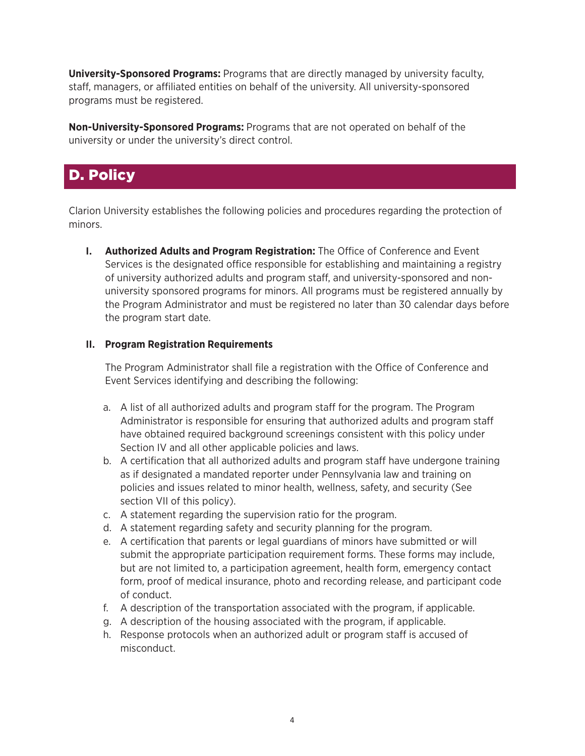**University-Sponsored Programs:** Programs that are directly managed by university faculty, staff, managers, or affiliated entities on behalf of the university. All university-sponsored programs must be registered.

**Non-University-Sponsored Programs:** Programs that are not operated on behalf of the university or under the university's direct control.

## D. Policy

Clarion University establishes the following policies and procedures regarding the protection of minors.

I. **Authorized Adults and Program Registration:** The Office of Conference and Event Services is the designated office responsible for establishing and maintaining a registry of university authorized adults and program staff, and university-sponsored and non-university sponsored programs for minors. All programs must be registered annually by the Program Administrator and must be registered no later than 30 calendar days before the program start date.

II. **Program Registration Requirements**

The Program Administrator shall file a registration with the Office of Conference and Event Services identifying and describing the following:

a. A list of all authorized adults and program staff for the program. The Program Administrator is responsible for ensuring that authorized adults and program staff have obtained required background screenings consistent with this policy under Section IV and all other applicable policies and laws.
b. A certification that all authorized adults and program staff have undergone training as if designated a mandated reporter under Pennsylvania law and training on policies and issues related to minor health, wellness, safety, and security (See section VII of this policy).
c. A statement regarding the supervision ratio for the program.
d. A statement regarding safety and security planning for the program.
e. A certification that parents or legal guardians of minors have submitted or will submit the appropriate participation requirement forms. These forms may include, but are not limited to, a participation agreement, health form, emergency contact form, proof of medical insurance, photo and recording release, and participant code of conduct.
f. A description of the transportation associated with the program, if applicable.
g. A description of the housing associated with the program, if applicable.
h. Response protocols when an authorized adult or program staff is accused of misconduct.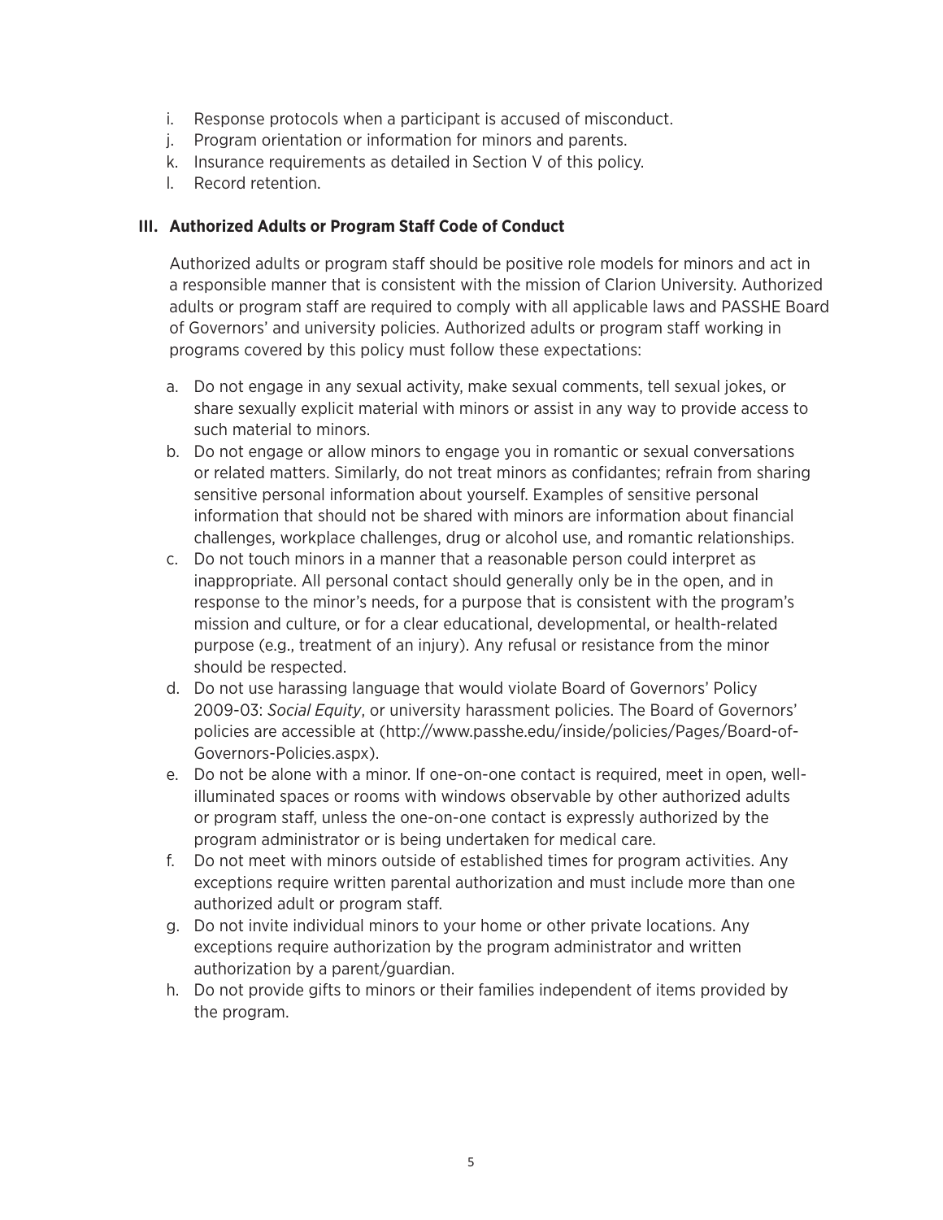i. Response protocols when a participant is accused of misconduct.
j. Program orientation or information for minors and parents.
k. Insurance requirements as detailed in Section V of this policy.
l. Record retention.

### III. Authorized Adults or Program Staff Code of Conduct

Authorized adults or program staff should be positive role models for minors and act in a responsible manner that is consistent with the mission of Clarion University. Authorized adults or program staff are required to comply with all applicable laws and PASSHE Board of Governors' and university policies. Authorized adults or program staff working in programs covered by this policy must follow these expectations:

a. Do not engage in any sexual activity, make sexual comments, tell sexual jokes, or share sexually explicit material with minors or assist in any way to provide access to such material to minors.
b. Do not engage or allow minors to engage you in romantic or sexual conversations or related matters. Similarly, do not treat minors as confidantes; refrain from sharing sensitive personal information about yourself. Examples of sensitive personal information that should not be shared with minors are information about financial challenges, workplace challenges, drug or alcohol use, and romantic relationships.
c. Do not touch minors in a manner that a reasonable person could interpret as inappropriate. All personal contact should generally only be in the open, and in response to the minor's needs, for a purpose that is consistent with the program's mission and culture, or for a clear educational, developmental, or health-related purpose (e.g., treatment of an injury). Any refusal or resistance from the minor should be respected.
d. Do not use harassing language that would violate Board of Governors' Policy 2009-03: *Social Equity*, or university harassment policies. The Board of Governors' policies are accessible at (http://www.passhe.edu/inside/policies/Pages/Board-of-Governors-Policies.aspx).
e. Do not be alone with a minor. If one-on-one contact is required, meet in open, well-illuminated spaces or rooms with windows observable by other authorized adults or program staff, unless the one-on-one contact is expressly authorized by the program administrator or is being undertaken for medical care.
f. Do not meet with minors outside of established times for program activities. Any exceptions require written parental authorization and must include more than one authorized adult or program staff.
g. Do not invite individual minors to your home or other private locations. Any exceptions require authorization by the program administrator and written authorization by a parent/guardian.
h. Do not provide gifts to minors or their families independent of items provided by the program.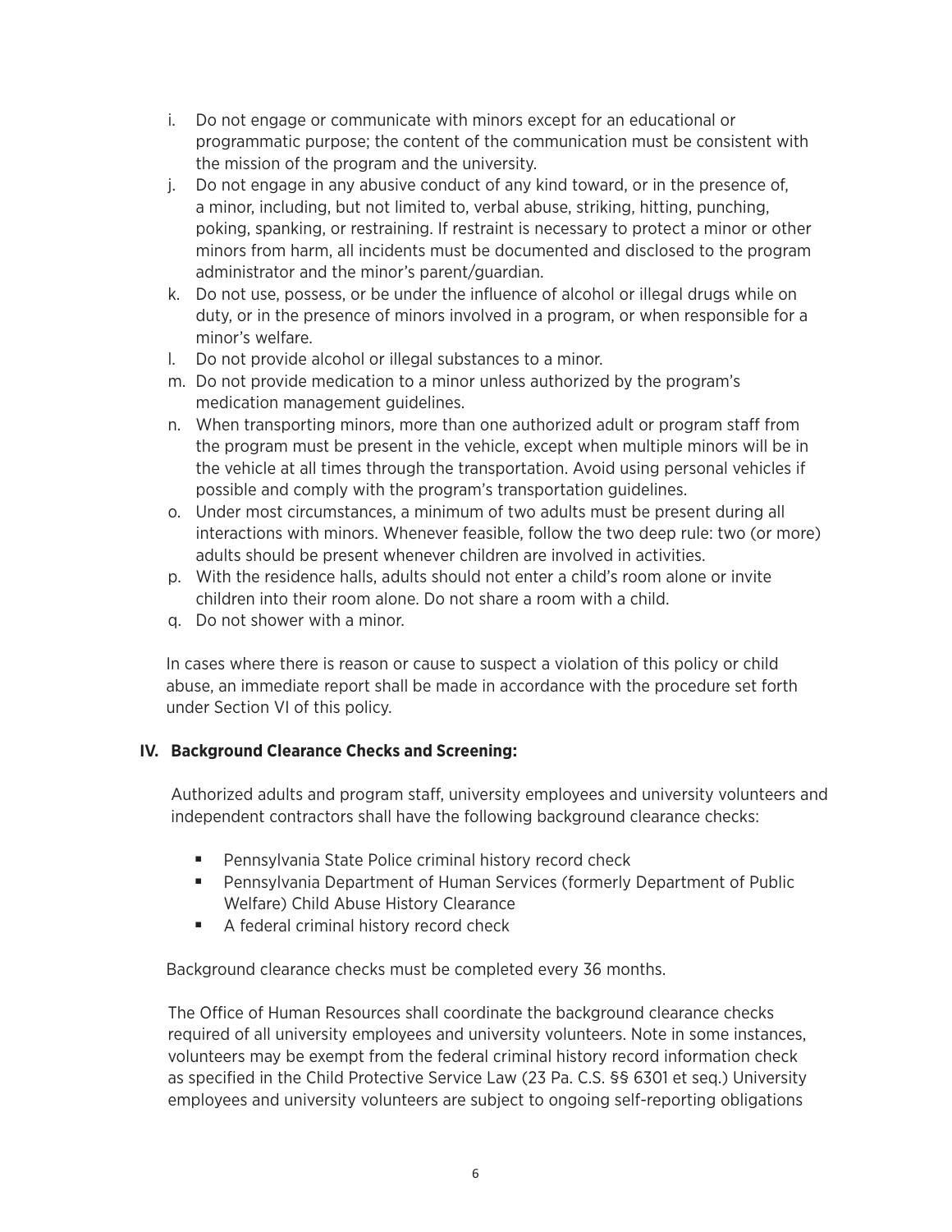i. Do not engage or communicate with minors except for an educational or programmatic purpose; the content of the communication must be consistent with the mission of the program and the university.
j. Do not engage in any abusive conduct of any kind toward, or in the presence of, a minor, including, but not limited to, verbal abuse, striking, hitting, punching, poking, spanking, or restraining. If restraint is necessary to protect a minor or other minors from harm, all incidents must be documented and disclosed to the program administrator and the minor's parent/guardian.
k. Do not use, possess, or be under the influence of alcohol or illegal drugs while on duty, or in the presence of minors involved in a program, or when responsible for a minor's welfare.
l. Do not provide alcohol or illegal substances to a minor.
m. Do not provide medication to a minor unless authorized by the program's medication management guidelines.
n. When transporting minors, more than one authorized adult or program staff from the program must be present in the vehicle, except when multiple minors will be in the vehicle at all times through the transportation. Avoid using personal vehicles if possible and comply with the program's transportation guidelines.
o. Under most circumstances, a minimum of two adults must be present during all interactions with minors. Whenever feasible, follow the two deep rule: two (or more) adults should be present whenever children are involved in activities.
p. With the residence halls, adults should not enter a child's room alone or invite children into their room alone. Do not share a room with a child.
q. Do not shower with a minor.

In cases where there is reason or cause to suspect a violation of this policy or child abuse, an immediate report shall be made in accordance with the procedure set forth under Section VI of this policy.

## IV. Background Clearance Checks and Screening:

Authorized adults and program staff, university employees and university volunteers and independent contractors shall have the following background clearance checks:

- Pennsylvania State Police criminal history record check
- Pennsylvania Department of Human Services (formerly Department of Public Welfare) Child Abuse History Clearance
- A federal criminal history record check

Background clearance checks must be completed every 36 months.

The Office of Human Resources shall coordinate the background clearance checks required of all university employees and university volunteers. Note in some instances, volunteers may be exempt from the federal criminal history record information check as specified in the Child Protective Service Law (23 Pa. C.S. §§ 6301 et seq.) University employees and university volunteers are subject to ongoing self-reporting obligations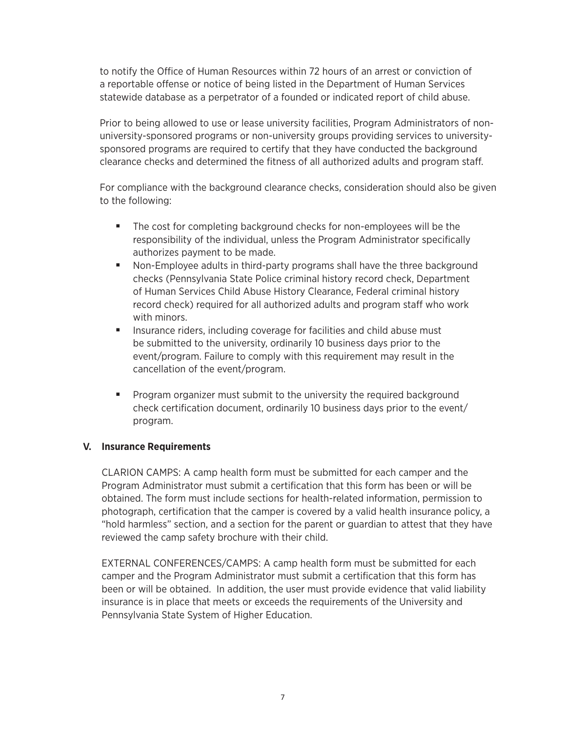to notify the Office of Human Resources within 72 hours of an arrest or conviction of a reportable offense or notice of being listed in the Department of Human Services statewide database as a perpetrator of a founded or indicated report of child abuse.

Prior to being allowed to use or lease university facilities, Program Administrators of non-university-sponsored programs or non-university groups providing services to university-sponsored programs are required to certify that they have conducted the background clearance checks and determined the fitness of all authorized adults and program staff.

For compliance with the background clearance checks, consideration should also be given to the following:

- The cost for completing background checks for non-employees will be the responsibility of the individual, unless the Program Administrator specifically authorizes payment to be made.
- Non-Employee adults in third-party programs shall have the three background checks (Pennsylvania State Police criminal history record check, Department of Human Services Child Abuse History Clearance, Federal criminal history record check) required for all authorized adults and program staff who work with minors.
- Insurance riders, including coverage for facilities and child abuse must be submitted to the university, ordinarily 10 business days prior to the event/program. Failure to comply with this requirement may result in the cancellation of the event/program.
- Program organizer must submit to the university the required background check certification document, ordinarily 10 business days prior to the event/program.

## V. Insurance Requirements

CLARION CAMPS: A camp health form must be submitted for each camper and the Program Administrator must submit a certification that this form has been or will be obtained. The form must include sections for health-related information, permission to photograph, certification that the camper is covered by a valid health insurance policy, a "hold harmless" section, and a section for the parent or guardian to attest that they have reviewed the camp safety brochure with their child.

EXTERNAL CONFERENCES/CAMPS: A camp health form must be submitted for each camper and the Program Administrator must submit a certification that this form has been or will be obtained. In addition, the user must provide evidence that valid liability insurance is in place that meets or exceeds the requirements of the University and Pennsylvania State System of Higher Education.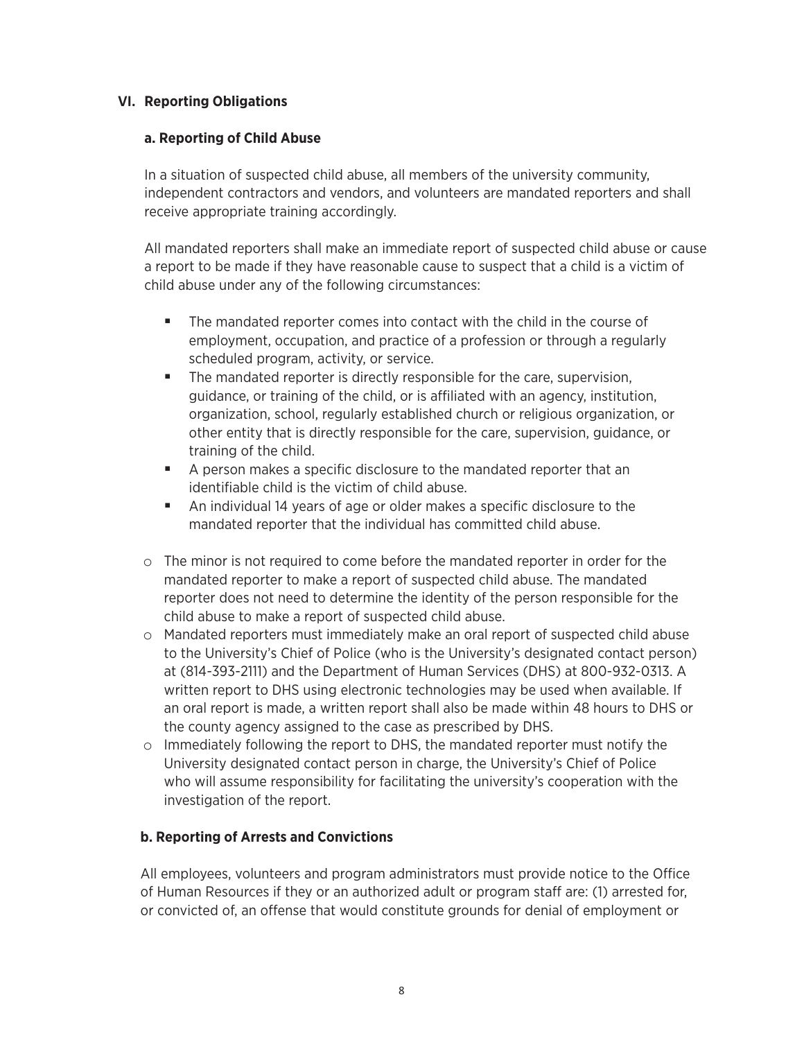## VI. Reporting Obligations

### a. Reporting of Child Abuse

In a situation of suspected child abuse, all members of the university community, independent contractors and vendors, and volunteers are mandated reporters and shall receive appropriate training accordingly.

All mandated reporters shall make an immediate report of suspected child abuse or cause a report to be made if they have reasonable cause to suspect that a child is a victim of child abuse under any of the following circumstances:

- The mandated reporter comes into contact with the child in the course of employment, occupation, and practice of a profession or through a regularly scheduled program, activity, or service.
- The mandated reporter is directly responsible for the care, supervision, guidance, or training of the child, or is affiliated with an agency, institution, organization, school, regularly established church or religious organization, or other entity that is directly responsible for the care, supervision, guidance, or training of the child.
- A person makes a specific disclosure to the mandated reporter that an identifiable child is the victim of child abuse.
- An individual 14 years of age or older makes a specific disclosure to the mandated reporter that the individual has committed child abuse.

- The minor is not required to come before the mandated reporter in order for the mandated reporter to make a report of suspected child abuse. The mandated reporter does not need to determine the identity of the person responsible for the child abuse to make a report of suspected child abuse.
- Mandated reporters must immediately make an oral report of suspected child abuse to the University's Chief of Police (who is the University's designated contact person) at (814-393-2111) and the Department of Human Services (DHS) at 800-932-0313. A written report to DHS using electronic technologies may be used when available. If an oral report is made, a written report shall also be made within 48 hours to DHS or the county agency assigned to the case as prescribed by DHS.
- Immediately following the report to DHS, the mandated reporter must notify the University designated contact person in charge, the University's Chief of Police who will assume responsibility for facilitating the university's cooperation with the investigation of the report.

### b. Reporting of Arrests and Convictions

All employees, volunteers and program administrators must provide notice to the Office of Human Resources if they or an authorized adult or program staff are: (1) arrested for, or convicted of, an offense that would constitute grounds for denial of employment or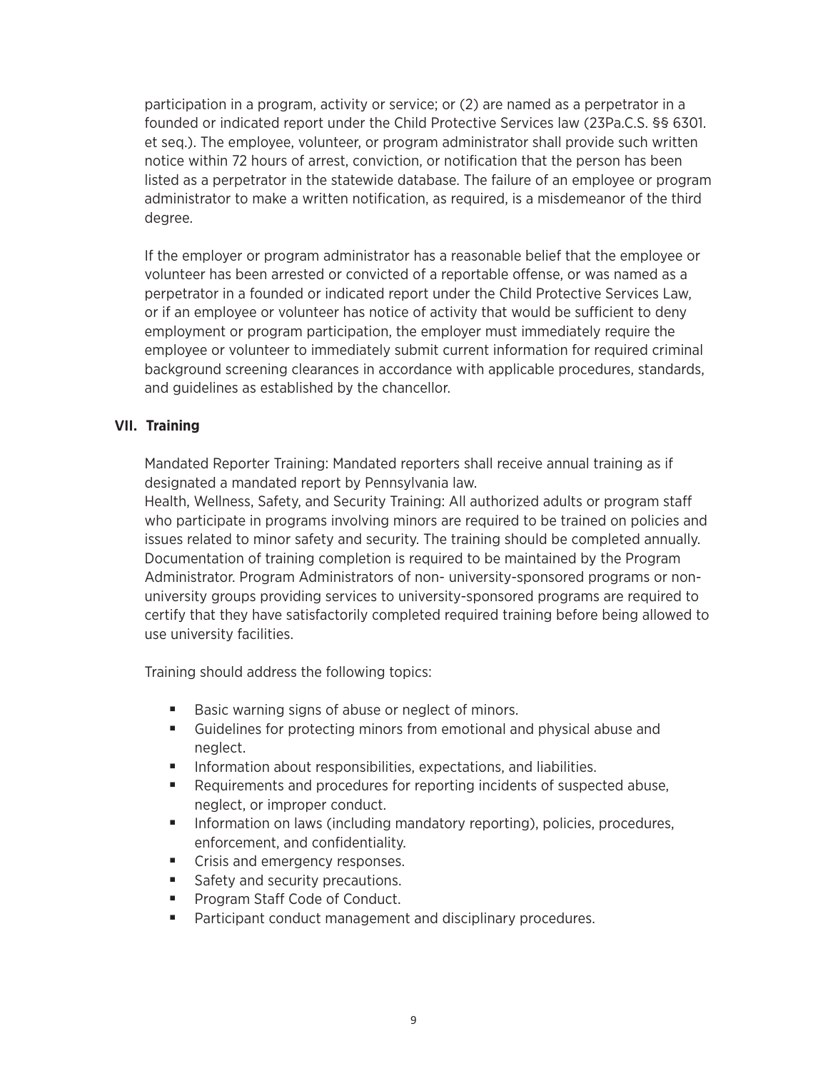participation in a program, activity or service; or (2) are named as a perpetrator in a founded or indicated report under the Child Protective Services law (23Pa.C.S. §§ 6301. et seq.). The employee, volunteer, or program administrator shall provide such written notice within 72 hours of arrest, conviction, or notification that the person has been listed as a perpetrator in the statewide database. The failure of an employee or program administrator to make a written notification, as required, is a misdemeanor of the third degree.

If the employer or program administrator has a reasonable belief that the employee or volunteer has been arrested or convicted of a reportable offense, or was named as a perpetrator in a founded or indicated report under the Child Protective Services Law, or if an employee or volunteer has notice of activity that would be sufficient to deny employment or program participation, the employer must immediately require the employee or volunteer to immediately submit current information for required criminal background screening clearances in accordance with applicable procedures, standards, and guidelines as established by the chancellor.

## VII. Training

Mandated Reporter Training: Mandated reporters shall receive annual training as if designated a mandated report by Pennsylvania law.

Health, Wellness, Safety, and Security Training: All authorized adults or program staff who participate in programs involving minors are required to be trained on policies and issues related to minor safety and security. The training should be completed annually. Documentation of training completion is required to be maintained by the Program Administrator. Program Administrators of non- university-sponsored programs or non-university groups providing services to university-sponsored programs are required to certify that they have satisfactorily completed required training before being allowed to use university facilities.

Training should address the following topics:

- Basic warning signs of abuse or neglect of minors.
- Guidelines for protecting minors from emotional and physical abuse and neglect.
- Information about responsibilities, expectations, and liabilities.
- Requirements and procedures for reporting incidents of suspected abuse, neglect, or improper conduct.
- Information on laws (including mandatory reporting), policies, procedures, enforcement, and confidentiality.
- Crisis and emergency responses.
- Safety and security precautions.
- Program Staff Code of Conduct.
- Participant conduct management and disciplinary procedures.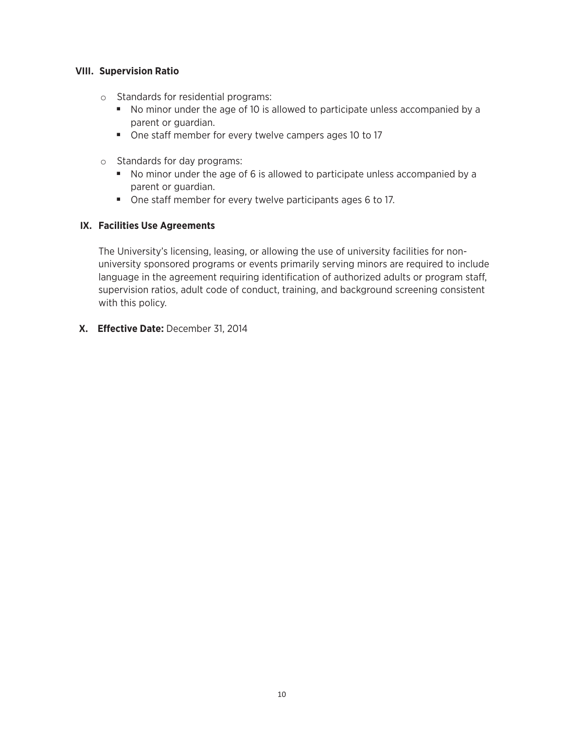## VIII. Supervision Ratio

- Standards for residential programs:
  - No minor under the age of 10 is allowed to participate unless accompanied by a parent or guardian.
  - One staff member for every twelve campers ages 10 to 17

- Standards for day programs:
  - No minor under the age of 6 is allowed to participate unless accompanied by a parent or guardian.
  - One staff member for every twelve participants ages 6 to 17.

## IX. Facilities Use Agreements

The University's licensing, leasing, or allowing the use of university facilities for non-university sponsored programs or events primarily serving minors are required to include language in the agreement requiring identification of authorized adults or program staff, supervision ratios, adult code of conduct, training, and background screening consistent with this policy.

## X. Effective Date: December 31, 2014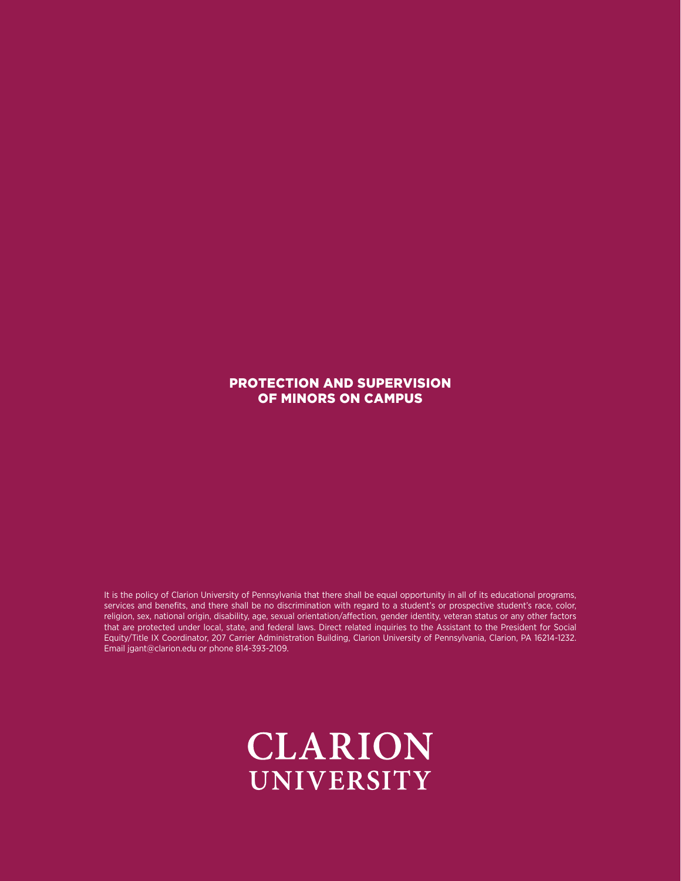## PROTECTION AND SUPERVISION OF MINORS ON CAMPUS

It is the policy of Clarion University of Pennsylvania that there shall be equal opportunity in all of its educational programs, services and benefits, and there shall be no discrimination with regard to a student's or prospective student's race, color, religion, sex, national origin, disability, age, sexual orientation/affection, gender identity, veteran status or any other factors that are protected under local, state, and federal laws. Direct related inquiries to the Assistant to the President for Social Equity/Title IX Coordinator, 207 Carrier Administration Building, Clarion University of Pennsylvania, Clarion, PA 16214-1232. Email jgant@clarion.edu or phone 814-393-2109.

CLARION
UNIVERSITY